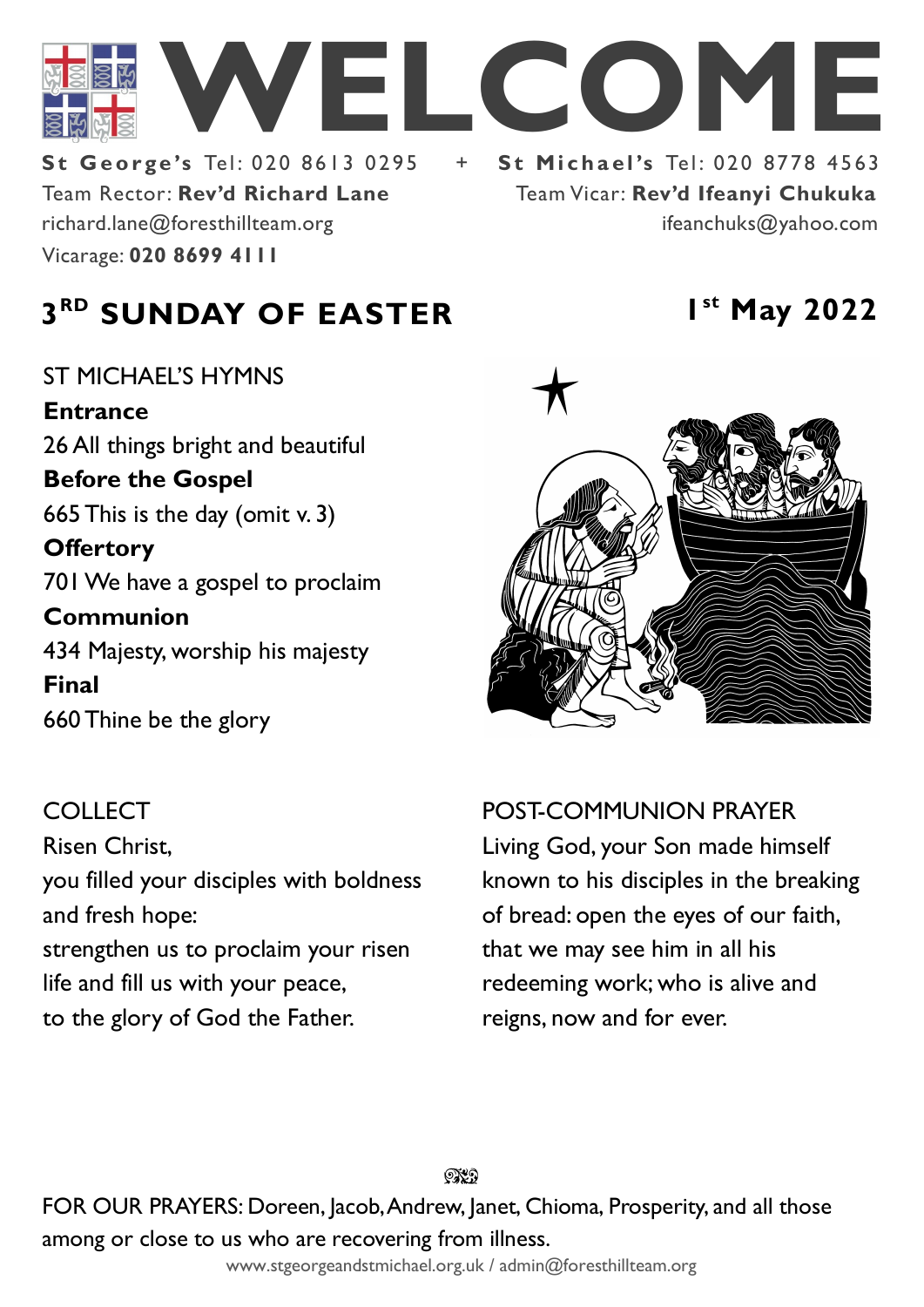# WELCOME

**St George's** Tel: 020 8613 0295 + **St Michael's** Tel: 020 8778 4563

Team Rector: **Rev'd Richard Lane**
richard.lane@foresthillteam.org
Vicarage: **020 8699 4111**

Team Vicar: **Rev'd Ifeanyi Chukuka**
ifeanchuks@yahoo.com

## 3RD SUNDAY OF EASTER

**1st May 2022**

ST MICHAEL'S HYMNS

**Entrance**
26 All things bright and beautiful

**Before the Gospel**
665 This is the day (omit v. 3)

**Offertory**
701 We have a gospel to proclaim

**Communion**
434 Majesty, worship his majesty

**Final**
660 Thine be the glory

COLLECT

Risen Christ,
you filled your disciples with boldness and fresh hope:
strengthen us to proclaim your risen life and fill us with your peace,
to the glory of God the Father.

POST-COMMUNION PRAYER

Living God, your Son made himself known to his disciples in the breaking of bread: open the eyes of our faith, that we may see him in all his redeeming work; who is alive and reigns, now and for ever.

FOR OUR PRAYERS: Doreen, Jacob, Andrew, Janet, Chioma, Prosperity, and all those among or close to us who are recovering from illness.

www.stgeorgeandstmichael.org.uk / admin@foresthillteam.org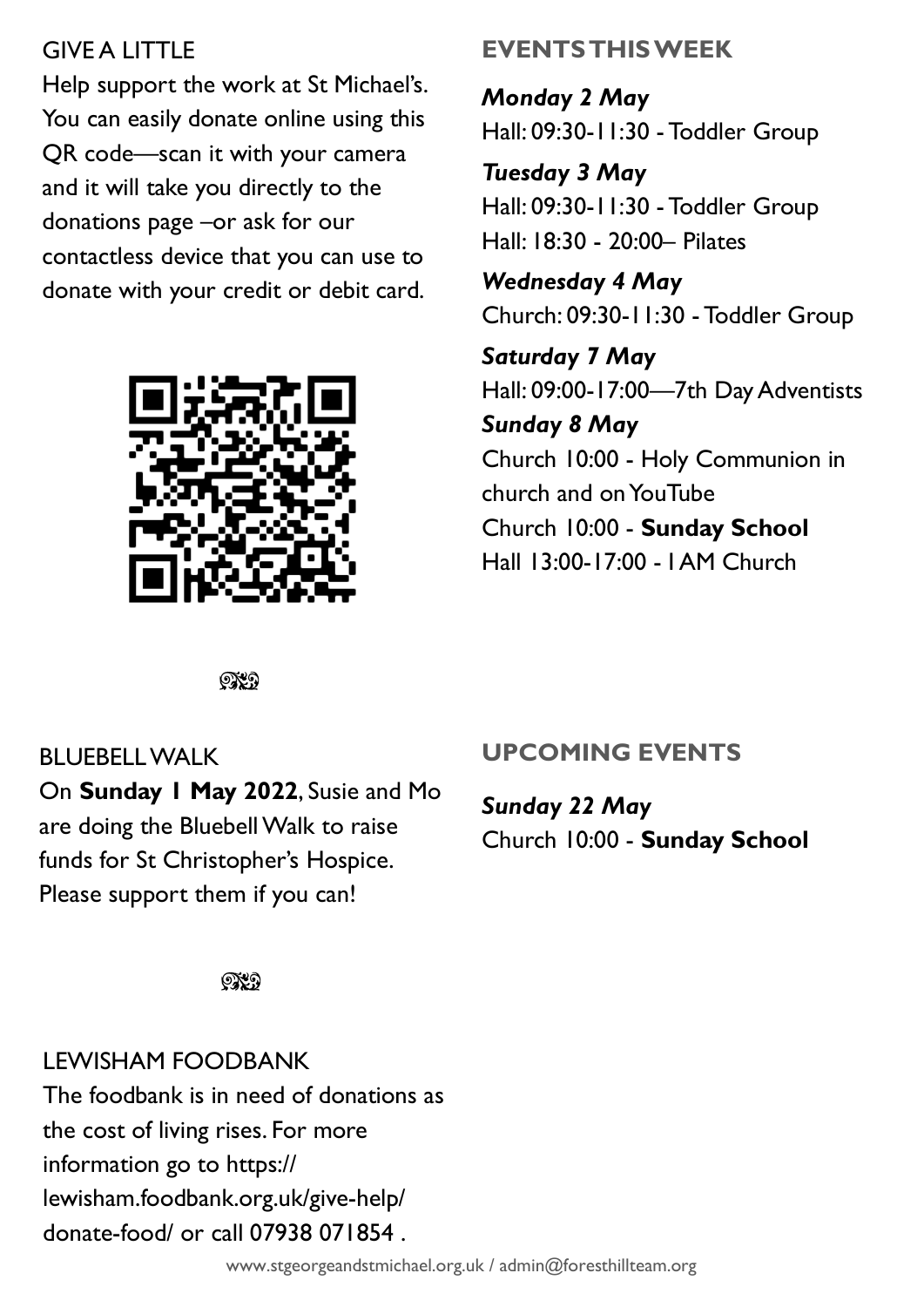GIVE A LITTLE

Help support the work at St Michael's. You can easily donate online using this QR code—scan it with your camera and it will take you directly to the donations page –or ask for our contactless device that you can use to donate with your credit or debit card.

BLUEBELL WALK

On **Sunday 1 May 2022**, Susie and Mo are doing the Bluebell Walk to raise funds for St Christopher's Hospice. Please support them if you can!

LEWISHAM FOODBANK

The foodbank is in need of donations as the cost of living rises. For more information go to https://lewisham.foodbank.org.uk/give-help/donate-food/ or call 07938 071854 .

## EVENTS THIS WEEK

***Monday 2 May***

Hall: 09:30-11:30 - Toddler Group

***Tuesday 3 May***

Hall: 09:30-11:30 - Toddler Group

Hall: 18:30 - 20:00– Pilates

***Wednesday 4 May***

Church: 09:30-11:30 - Toddler Group

***Saturday 7 May***

Hall: 09:00-17:00—7th Day Adventists

***Sunday 8 May***

Church 10:00 - Holy Communion in church and on YouTube

Church 10:00 - **Sunday School**

Hall 13:00-17:00 - 1AM Church

## UPCOMING EVENTS

***Sunday 22 May***

Church 10:00 - **Sunday School**

www.stgeorgeandstmichael.org.uk / admin@foresthillteam.org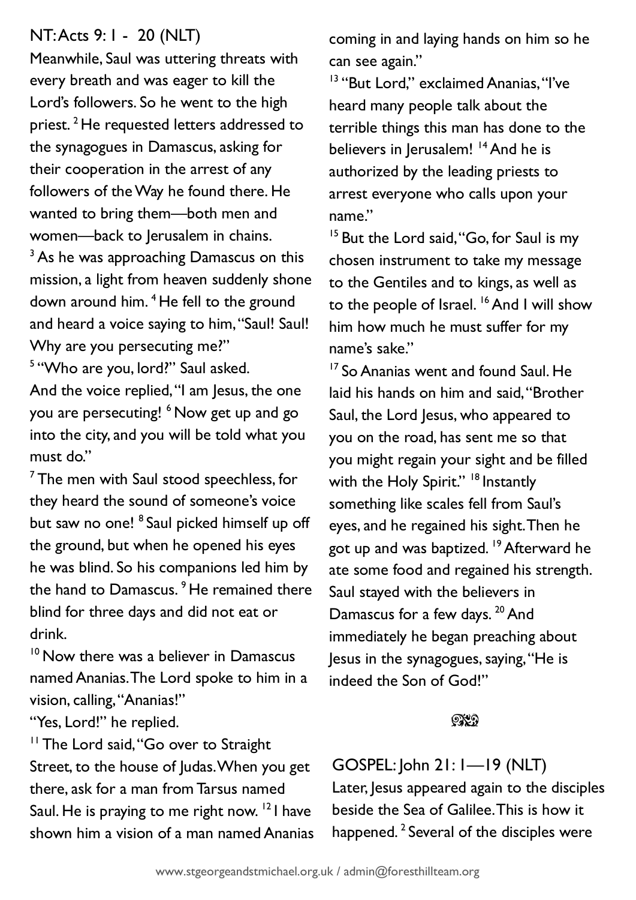## NT: Acts 9: 1 - 20 (NLT)

Meanwhile, Saul was uttering threats with every breath and was eager to kill the Lord's followers. So he went to the high priest. [2] He requested letters addressed to the synagogues in Damascus, asking for their cooperation in the arrest of any followers of the Way he found there. He wanted to bring them—both men and women—back to Jerusalem in chains. [3] As he was approaching Damascus on this mission, a light from heaven suddenly shone down around him. [4] He fell to the ground and heard a voice saying to him, "Saul! Saul! Why are you persecuting me?"

[5] "Who are you, lord?" Saul asked.

And the voice replied, "I am Jesus, the one you are persecuting! [6] Now get up and go into the city, and you will be told what you must do."

[7] The men with Saul stood speechless, for they heard the sound of someone's voice but saw no one! [8] Saul picked himself up off the ground, but when he opened his eyes he was blind. So his companions led him by the hand to Damascus. [9] He remained there blind for three days and did not eat or drink.

[10] Now there was a believer in Damascus named Ananias. The Lord spoke to him in a vision, calling, "Ananias!"

"Yes, Lord!" he replied.

[11] The Lord said, "Go over to Straight Street, to the house of Judas. When you get there, ask for a man from Tarsus named Saul. He is praying to me right now. [12] I have shown him a vision of a man named Ananias coming in and laying hands on him so he can see again."

[13] "But Lord," exclaimed Ananias, "I've heard many people talk about the terrible things this man has done to the believers in Jerusalem! [14] And he is authorized by the leading priests to arrest everyone who calls upon your name."

[15] But the Lord said, "Go, for Saul is my chosen instrument to take my message to the Gentiles and to kings, as well as to the people of Israel. [16] And I will show him how much he must suffer for my name's sake."

[17] So Ananias went and found Saul. He laid his hands on him and said, "Brother Saul, the Lord Jesus, who appeared to you on the road, has sent me so that you might regain your sight and be filled with the Holy Spirit." [18] Instantly something like scales fell from Saul's eyes, and he regained his sight. Then he got up and was baptized. [19] Afterward he ate some food and regained his strength. Saul stayed with the believers in Damascus for a few days. [20] And immediately he began preaching about Jesus in the synagogues, saying, "He is indeed the Son of God!"

## GOSPEL: John 21: 1—19 (NLT)

Later, Jesus appeared again to the disciples beside the Sea of Galilee. This is how it happened. [2] Several of the disciples were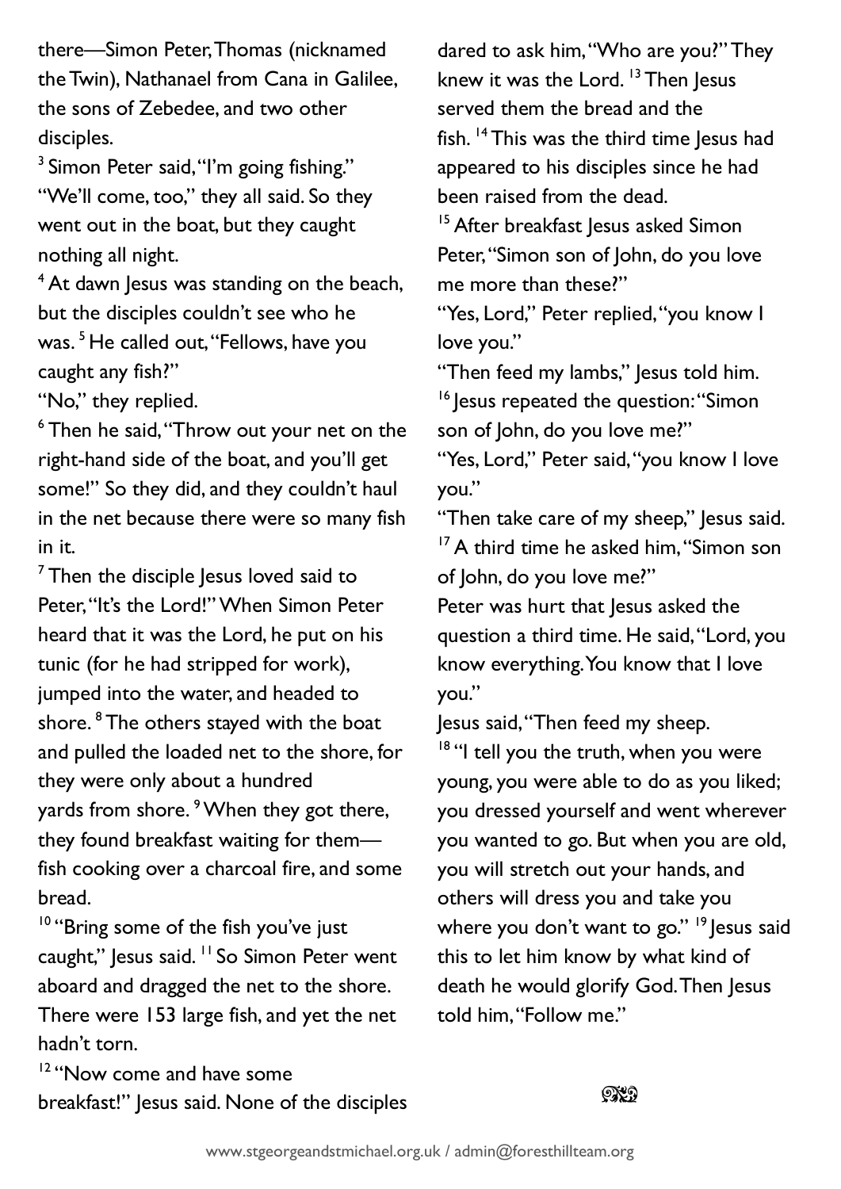there—Simon Peter, Thomas (nicknamed the Twin), Nathanael from Cana in Galilee, the sons of Zebedee, and two other disciples.

[3] Simon Peter said, "I'm going fishing."

"We'll come, too," they all said. So they went out in the boat, but they caught nothing all night.

[4] At dawn Jesus was standing on the beach, but the disciples couldn't see who he was. [5] He called out, "Fellows, have you caught any fish?"

"No," they replied.

[6] Then he said, "Throw out your net on the right-hand side of the boat, and you'll get some!" So they did, and they couldn't haul in the net because there were so many fish in it.

[7] Then the disciple Jesus loved said to Peter, "It's the Lord!" When Simon Peter heard that it was the Lord, he put on his tunic (for he had stripped for work), jumped into the water, and headed to shore. [8] The others stayed with the boat and pulled the loaded net to the shore, for they were only about a hundred yards from shore. [9] When they got there, they found breakfast waiting for them—fish cooking over a charcoal fire, and some bread.

[10] "Bring some of the fish you've just caught," Jesus said. [11] So Simon Peter went aboard and dragged the net to the shore. There were 153 large fish, and yet the net hadn't torn.

[12] "Now come and have some breakfast!" Jesus said. None of the disciples dared to ask him, "Who are you?" They knew it was the Lord. [13] Then Jesus served them the bread and the fish. [14] This was the third time Jesus had appeared to his disciples since he had been raised from the dead.

[15] After breakfast Jesus asked Simon Peter, "Simon son of John, do you love me more than these?"

"Yes, Lord," Peter replied, "you know I love you."

"Then feed my lambs," Jesus told him.

[16] Jesus repeated the question: "Simon son of John, do you love me?"

"Yes, Lord," Peter said, "you know I love you."

"Then take care of my sheep," Jesus said.

[17] A third time he asked him, "Simon son of John, do you love me?"

Peter was hurt that Jesus asked the question a third time. He said, "Lord, you know everything. You know that I love you."

Jesus said, "Then feed my sheep.

[18] "I tell you the truth, when you were young, you were able to do as you liked; you dressed yourself and went wherever you wanted to go. But when you are old, you will stretch out your hands, and others will dress you and take you where you don't want to go." [19] Jesus said this to let him know by what kind of death he would glorify God. Then Jesus told him, "Follow me."

www.stgeorgeandstmichael.org.uk / admin@foresthillteam.org